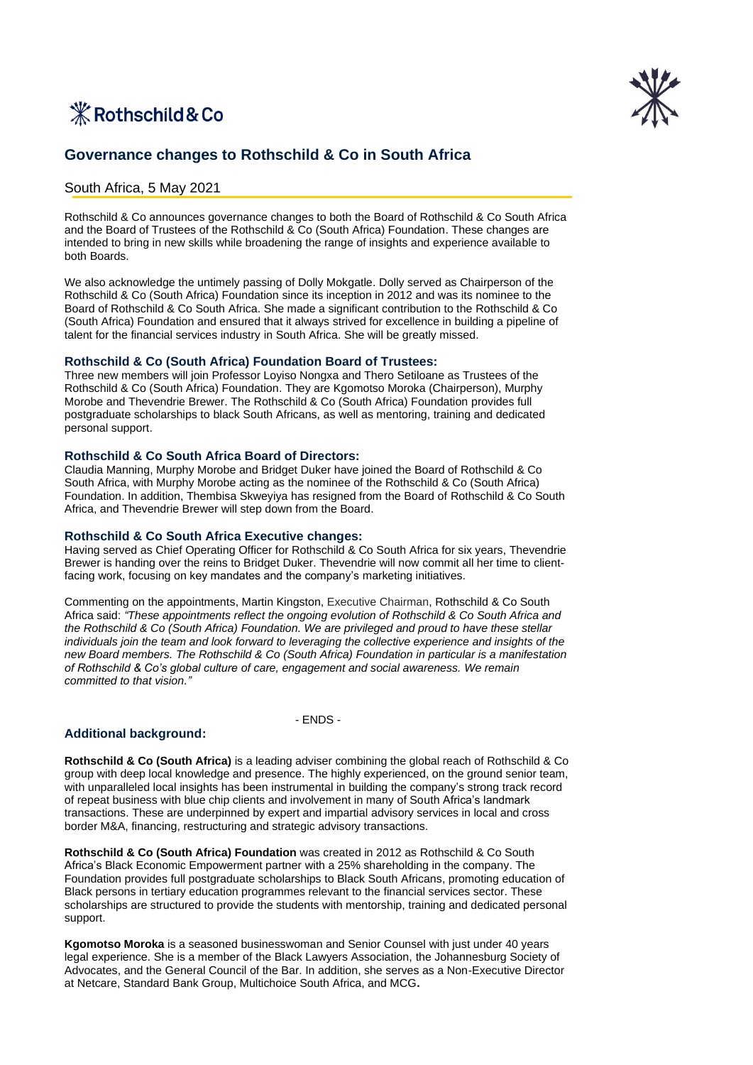Rothschild & Co

# Governance changes to Rothschild & Co in South Africa

South Africa, 5 May 2021

Rothschild & Co announces governance changes to both the Board of Rothschild & Co South Africa and the Board of Trustees of the Rothschild & Co (South Africa) Foundation. These changes are intended to bring in new skills while broadening the range of insights and experience available to both Boards.

We also acknowledge the untimely passing of Dolly Mokgatle. Dolly served as Chairperson of the Rothschild & Co (South Africa) Foundation since its inception in 2012 and was its nominee to the Board of Rothschild & Co South Africa. She made a significant contribution to the Rothschild & Co (South Africa) Foundation and ensured that it always strived for excellence in building a pipeline of talent for the financial services industry in South Africa. She will be greatly missed.

### Rothschild & Co (South Africa) Foundation Board of Trustees:

Three new members will join Professor Loyiso Nongxa and Thero Setiloane as Trustees of the Rothschild & Co (South Africa) Foundation. They are Kgomotso Moroka (Chairperson), Murphy Morobe and Thevendrie Brewer. The Rothschild & Co (South Africa) Foundation provides full postgraduate scholarships to black South Africans, as well as mentoring, training and dedicated personal support.

### Rothschild & Co South Africa Board of Directors:

Claudia Manning, Murphy Morobe and Bridget Duker have joined the Board of Rothschild & Co South Africa, with Murphy Morobe acting as the nominee of the Rothschild & Co (South Africa) Foundation. In addition, Thembisa Skweyiya has resigned from the Board of Rothschild & Co South Africa, and Thevendrie Brewer will step down from the Board.

### Rothschild & Co South Africa Executive changes:

Having served as Chief Operating Officer for Rothschild & Co South Africa for six years, Thevendrie Brewer is handing over the reins to Bridget Duker. Thevendrie will now commit all her time to client-facing work, focusing on key mandates and the company's marketing initiatives.

Commenting on the appointments, Martin Kingston, Executive Chairman, Rothschild & Co South Africa said: *"These appointments reflect the ongoing evolution of Rothschild & Co South Africa and the Rothschild & Co (South Africa) Foundation. We are privileged and proud to have these stellar individuals join the team and look forward to leveraging the collective experience and insights of the new Board members. The Rothschild & Co (South Africa) Foundation in particular is a manifestation of Rothschild & Co's global culture of care, engagement and social awareness. We remain committed to that vision."*

- ENDS -

### Additional background:

**Rothschild & Co (South Africa)** is a leading adviser combining the global reach of Rothschild & Co group with deep local knowledge and presence. The highly experienced, on the ground senior team, with unparalleled local insights has been instrumental in building the company's strong track record of repeat business with blue chip clients and involvement in many of South Africa's landmark transactions. These are underpinned by expert and impartial advisory services in local and cross border M&A, financing, restructuring and strategic advisory transactions.

**Rothschild & Co (South Africa) Foundation** was created in 2012 as Rothschild & Co South Africa's Black Economic Empowerment partner with a 25% shareholding in the company. The Foundation provides full postgraduate scholarships to Black South Africans, promoting education of Black persons in tertiary education programmes relevant to the financial services sector. These scholarships are structured to provide the students with mentorship, training and dedicated personal support.

**Kgomotso Moroka** is a seasoned businesswoman and Senior Counsel with just under 40 years legal experience. She is a member of the Black Lawyers Association, the Johannesburg Society of Advocates, and the General Council of the Bar. In addition, she serves as a Non-Executive Director at Netcare, Standard Bank Group, Multichoice South Africa, and MCG**.**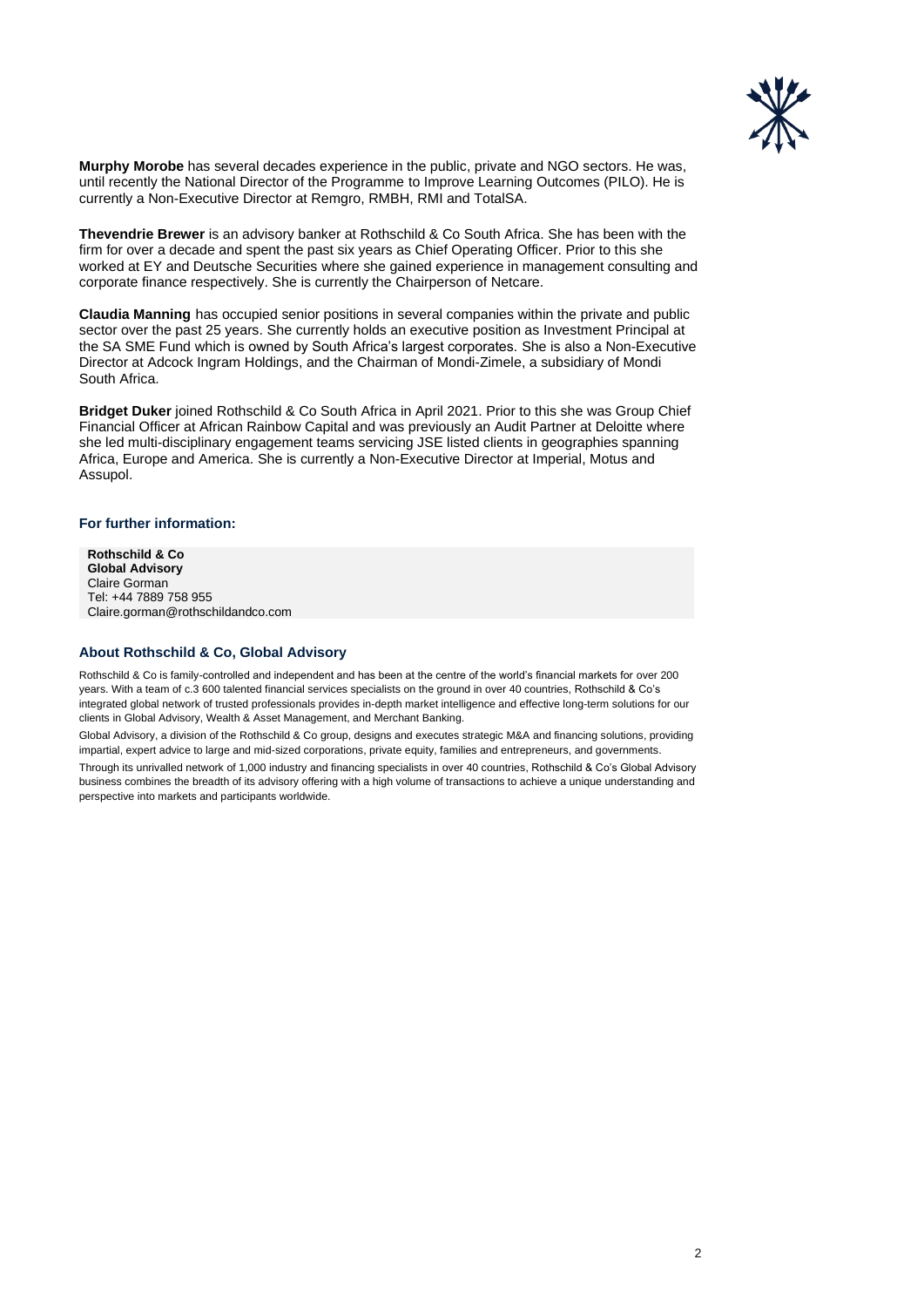**Murphy Morobe** has several decades experience in the public, private and NGO sectors. He was, until recently the National Director of the Programme to Improve Learning Outcomes (PILO). He is currently a Non-Executive Director at Remgro, RMBH, RMI and TotalSA.

**Thevendrie Brewer** is an advisory banker at Rothschild & Co South Africa. She has been with the firm for over a decade and spent the past six years as Chief Operating Officer. Prior to this she worked at EY and Deutsche Securities where she gained experience in management consulting and corporate finance respectively. She is currently the Chairperson of Netcare.

**Claudia Manning** has occupied senior positions in several companies within the private and public sector over the past 25 years. She currently holds an executive position as Investment Principal at the SA SME Fund which is owned by South Africa's largest corporates. She is also a Non-Executive Director at Adcock Ingram Holdings, and the Chairman of Mondi-Zimele, a subsidiary of Mondi South Africa.

**Bridget Duker** joined Rothschild & Co South Africa in April 2021. Prior to this she was Group Chief Financial Officer at African Rainbow Capital and was previously an Audit Partner at Deloitte where she led multi-disciplinary engagement teams servicing JSE listed clients in geographies spanning Africa, Europe and America. She is currently a Non-Executive Director at Imperial, Motus and Assupol.

### For further information:

**Rothschild & Co**
**Global Advisory**
Claire Gorman
Tel: +44 7889 758 955
Claire.gorman@rothschildandco.com

### About Rothschild & Co, Global Advisory

Rothschild & Co is family-controlled and independent and has been at the centre of the world's financial markets for over 200 years. With a team of c.3 600 talented financial services specialists on the ground in over 40 countries, Rothschild & Co's integrated global network of trusted professionals provides in-depth market intelligence and effective long-term solutions for our clients in Global Advisory, Wealth & Asset Management, and Merchant Banking.

Global Advisory, a division of the Rothschild & Co group, designs and executes strategic M&A and financing solutions, providing impartial, expert advice to large and mid-sized corporations, private equity, families and entrepreneurs, and governments.

Through its unrivalled network of 1,000 industry and financing specialists in over 40 countries, Rothschild & Co's Global Advisory business combines the breadth of its advisory offering with a high volume of transactions to achieve a unique understanding and perspective into markets and participants worldwide.